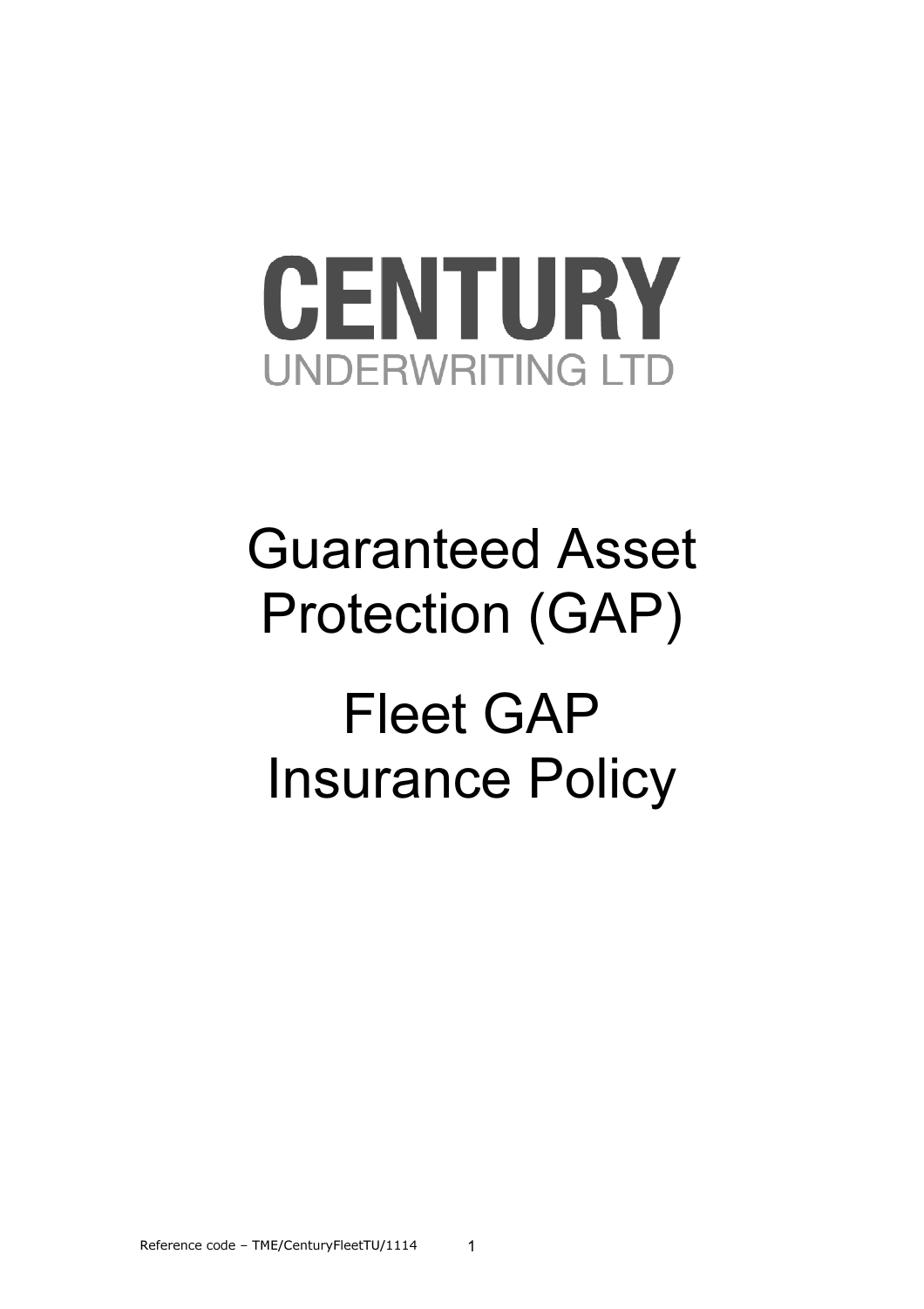# CENTURY

UNDERWRITING LTD

# Guaranteed Asset Protection (GAP)

# Fleet GAP Insurance Policy

Reference code – TME/CenturyFleetTU/1114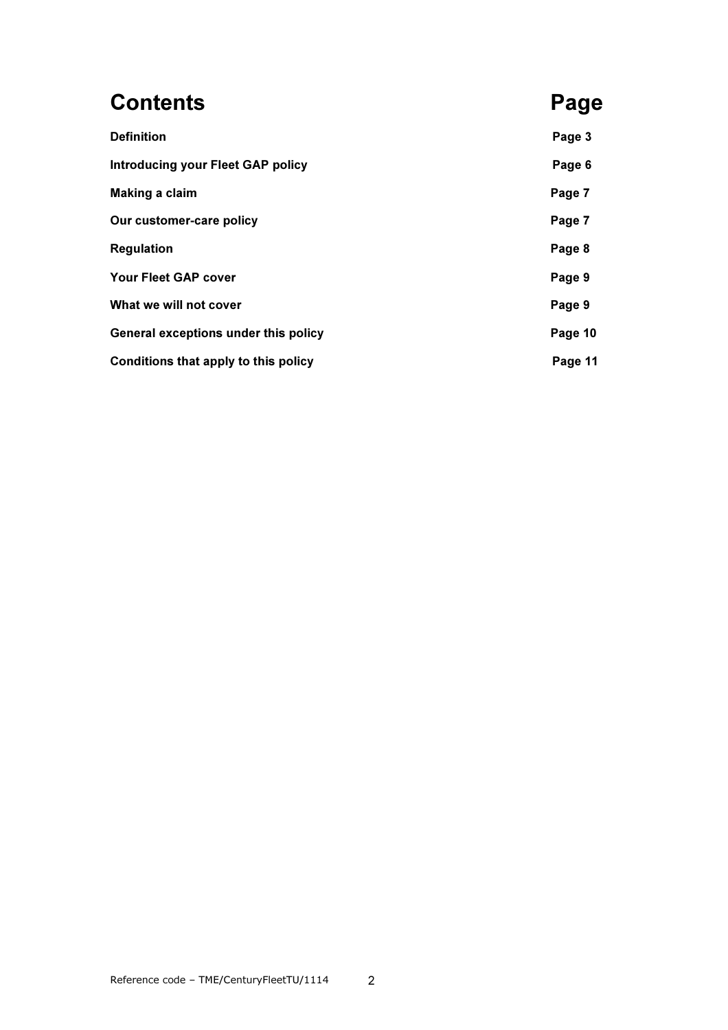| Contents | Page |
| --- | --- |
| **Definition** | **Page 3** |
| **Introducing your Fleet GAP policy** | **Page 6** |
| **Making a claim** | **Page 7** |
| **Our customer-care policy** | **Page 7** |
| **Regulation** | **Page 8** |
| **Your Fleet GAP cover** | **Page 9** |
| **What we will not cover** | **Page 9** |
| **General exceptions under this policy** | **Page 10** |
| **Conditions that apply to this policy** | **Page 11** |

Reference code – TME/CenturyFleetTU/1114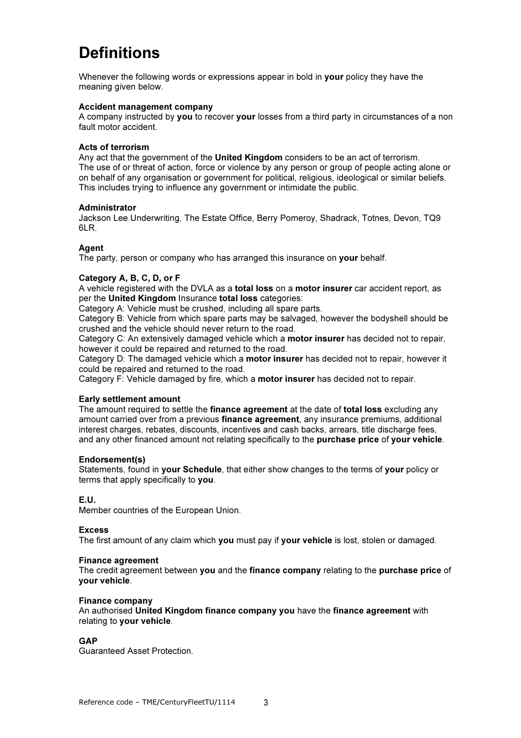# Definitions

Whenever the following words or expressions appear in bold in **your** policy they have the meaning given below.

**Accident management company**
A company instructed by **you** to recover **your** losses from a third party in circumstances of a non fault motor accident.

**Acts of terrorism**
Any act that the government of the **United Kingdom** considers to be an act of terrorism.
The use of or threat of action, force or violence by any person or group of people acting alone or on behalf of any organisation or government for political, religious, ideological or similar beliefs. This includes trying to influence any government or intimidate the public.

**Administrator**
Jackson Lee Underwriting, The Estate Office, Berry Pomeroy, Shadrack, Totnes, Devon, TQ9 6LR.

**Agent**
The party, person or company who has arranged this insurance on **your** behalf.

**Category A, B, C, D, or F**
A vehicle registered with the DVLA as a **total loss** on a **motor insurer** car accident report, as per the **United Kingdom** Insurance **total loss** categories:
Category A: Vehicle must be crushed, including all spare parts.
Category B: Vehicle from which spare parts may be salvaged, however the bodyshell should be crushed and the vehicle should never return to the road.
Category C: An extensively damaged vehicle which a **motor insurer** has decided not to repair, however it could be repaired and returned to the road.
Category D: The damaged vehicle which a **motor insurer** has decided not to repair, however it could be repaired and returned to the road.
Category F: Vehicle damaged by fire, which a **motor insurer** has decided not to repair.

**Early settlement amount**
The amount required to settle the **finance agreement** at the date of **total loss** excluding any amount carried over from a previous **finance agreement**, any insurance premiums, additional interest charges, rebates, discounts, incentives and cash backs, arrears, title discharge fees, and any other financed amount not relating specifically to the **purchase price** of **your vehicle**.

**Endorsement(s)**
Statements, found in **your Schedule**, that either show changes to the terms of **your** policy or terms that apply specifically to **you**.

**E.U.**
Member countries of the European Union.

**Excess**
The first amount of any claim which **you** must pay if **your vehicle** is lost, stolen or damaged.

**Finance agreement**
The credit agreement between **you** and the **finance company** relating to the **purchase price** of **your vehicle**.

**Finance company**
An authorised **United Kingdom finance company you** have the **finance agreement** with relating to **your vehicle**.

**GAP**
Guaranteed Asset Protection.

Reference code – TME/CenturyFleetTU/1114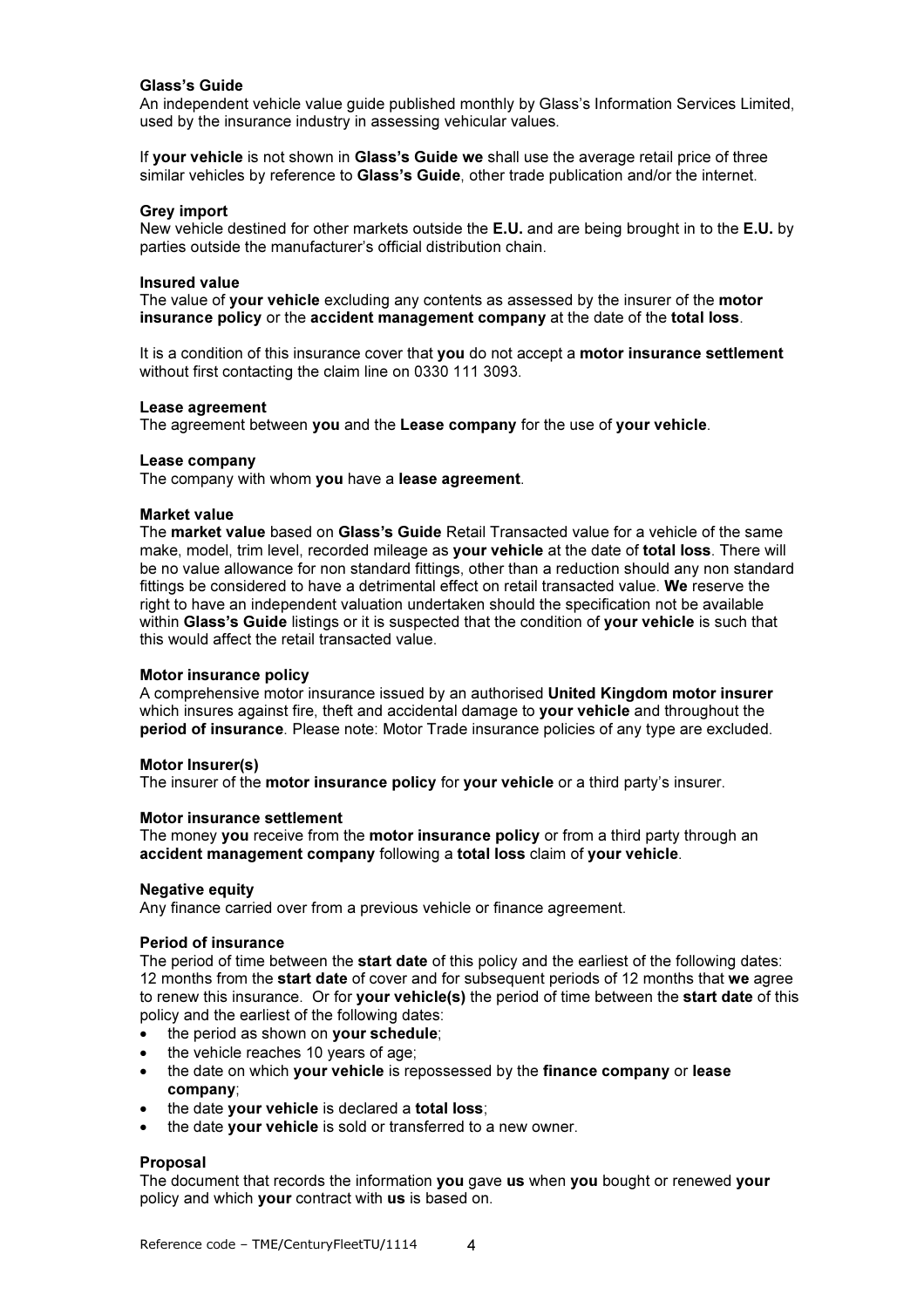**Glass's Guide**
An independent vehicle value guide published monthly by Glass's Information Services Limited, used by the insurance industry in assessing vehicular values.

If **your vehicle** is not shown in **Glass's Guide we** shall use the average retail price of three similar vehicles by reference to **Glass's Guide**, other trade publication and/or the internet.

**Grey import**
New vehicle destined for other markets outside the **E.U.** and are being brought in to the **E.U.** by parties outside the manufacturer's official distribution chain.

**Insured value**
The value of **your vehicle** excluding any contents as assessed by the insurer of the **motor insurance policy** or the **accident management company** at the date of the **total loss**.

It is a condition of this insurance cover that **you** do not accept a **motor insurance settlement** without first contacting the claim line on 0330 111 3093.

**Lease agreement**
The agreement between **you** and the **Lease company** for the use of **your vehicle**.

**Lease company**
The company with whom **you** have a **lease agreement**.

**Market value**
The **market value** based on **Glass's Guide** Retail Transacted value for a vehicle of the same make, model, trim level, recorded mileage as **your vehicle** at the date of **total loss**. There will be no value allowance for non standard fittings, other than a reduction should any non standard fittings be considered to have a detrimental effect on retail transacted value. **We** reserve the right to have an independent valuation undertaken should the specification not be available within **Glass's Guide** listings or it is suspected that the condition of **your vehicle** is such that this would affect the retail transacted value.

**Motor insurance policy**
A comprehensive motor insurance issued by an authorised **United Kingdom motor insurer** which insures against fire, theft and accidental damage to **your vehicle** and throughout the **period of insurance**. Please note: Motor Trade insurance policies of any type are excluded.

**Motor Insurer(s)**
The insurer of the **motor insurance policy** for **your vehicle** or a third party's insurer.

**Motor insurance settlement**
The money **you** receive from the **motor insurance policy** or from a third party through an **accident management company** following a **total loss** claim of **your vehicle**.

**Negative equity**
Any finance carried over from a previous vehicle or finance agreement.

**Period of insurance**
The period of time between the **start date** of this policy and the earliest of the following dates: 12 months from the **start date** of cover and for subsequent periods of 12 months that **we** agree to renew this insurance. Or for **your vehicle(s)** the period of time between the **start date** of this policy and the earliest of the following dates:

- the period as shown on **your schedule**;
- the vehicle reaches 10 years of age;
- the date on which **your vehicle** is repossessed by the **finance company** or **lease company**;
- the date **your vehicle** is declared a **total loss**;
- the date **your vehicle** is sold or transferred to a new owner.

**Proposal**
The document that records the information **you** gave **us** when **you** bought or renewed **your** policy and which **your** contract with **us** is based on.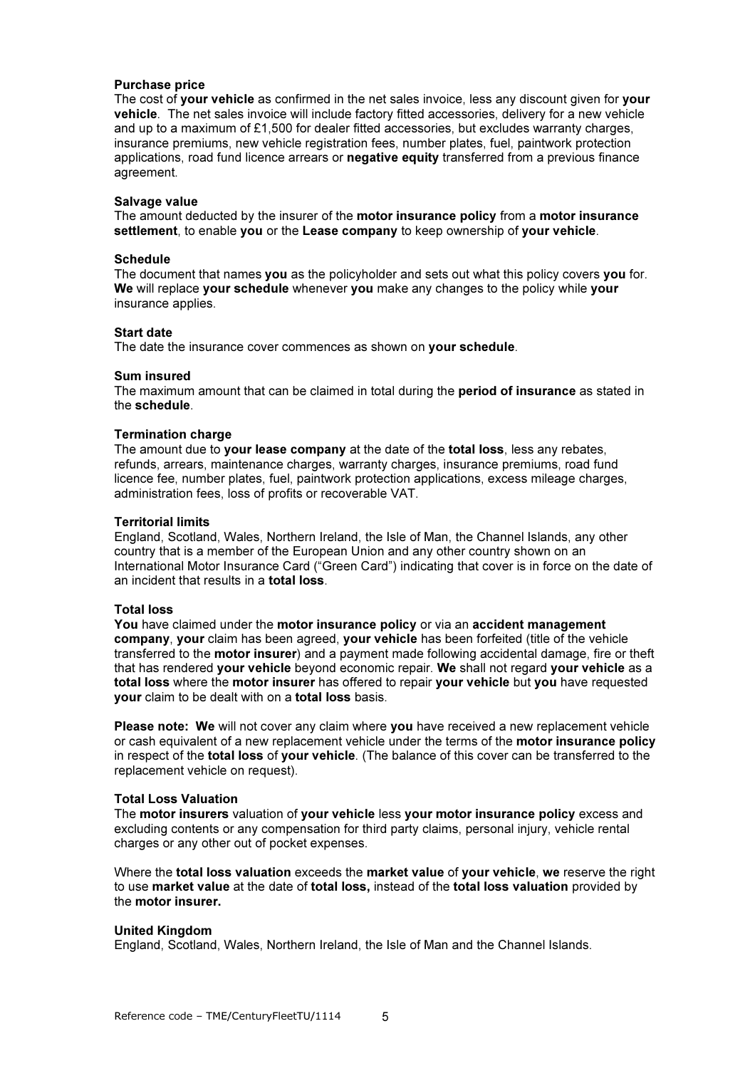**Purchase price**
The cost of **your vehicle** as confirmed in the net sales invoice, less any discount given for **your vehicle**. The net sales invoice will include factory fitted accessories, delivery for a new vehicle and up to a maximum of £1,500 for dealer fitted accessories, but excludes warranty charges, insurance premiums, new vehicle registration fees, number plates, fuel, paintwork protection applications, road fund licence arrears or **negative equity** transferred from a previous finance agreement.

**Salvage value**
The amount deducted by the insurer of the **motor insurance policy** from a **motor insurance settlement**, to enable **you** or the **Lease company** to keep ownership of **your vehicle**.

**Schedule**
The document that names **you** as the policyholder and sets out what this policy covers **you** for. **We** will replace **your schedule** whenever **you** make any changes to the policy while **your** insurance applies.

**Start date**
The date the insurance cover commences as shown on **your schedule**.

**Sum insured**
The maximum amount that can be claimed in total during the **period of insurance** as stated in the **schedule**.

**Termination charge**
The amount due to **your lease company** at the date of the **total loss**, less any rebates, refunds, arrears, maintenance charges, warranty charges, insurance premiums, road fund licence fee, number plates, fuel, paintwork protection applications, excess mileage charges, administration fees, loss of profits or recoverable VAT.

**Territorial limits**
England, Scotland, Wales, Northern Ireland, the Isle of Man, the Channel Islands, any other country that is a member of the European Union and any other country shown on an International Motor Insurance Card ("Green Card") indicating that cover is in force on the date of an incident that results in a **total loss**.

**Total loss**
**You** have claimed under the **motor insurance policy** or via an **accident management company**, **your** claim has been agreed, **your vehicle** has been forfeited (title of the vehicle transferred to the **motor insurer**) and a payment made following accidental damage, fire or theft that has rendered **your vehicle** beyond economic repair. **We** shall not regard **your vehicle** as a **total loss** where the **motor insurer** has offered to repair **your vehicle** but **you** have requested **your** claim to be dealt with on a **total loss** basis.

**Please note: We** will not cover any claim where **you** have received a new replacement vehicle or cash equivalent of a new replacement vehicle under the terms of the **motor insurance policy** in respect of the **total loss** of **your vehicle**. (The balance of this cover can be transferred to the replacement vehicle on request).

**Total Loss Valuation**
The **motor insurers** valuation of **your vehicle** less **your motor insurance policy** excess and excluding contents or any compensation for third party claims, personal injury, vehicle rental charges or any other out of pocket expenses.

Where the **total loss valuation** exceeds the **market value** of **your vehicle**, **we** reserve the right to use **market value** at the date of **total loss,** instead of the **total loss valuation** provided by the **motor insurer.**

**United Kingdom**
England, Scotland, Wales, Northern Ireland, the Isle of Man and the Channel Islands.

Reference code – TME/CenturyFleetTU/1114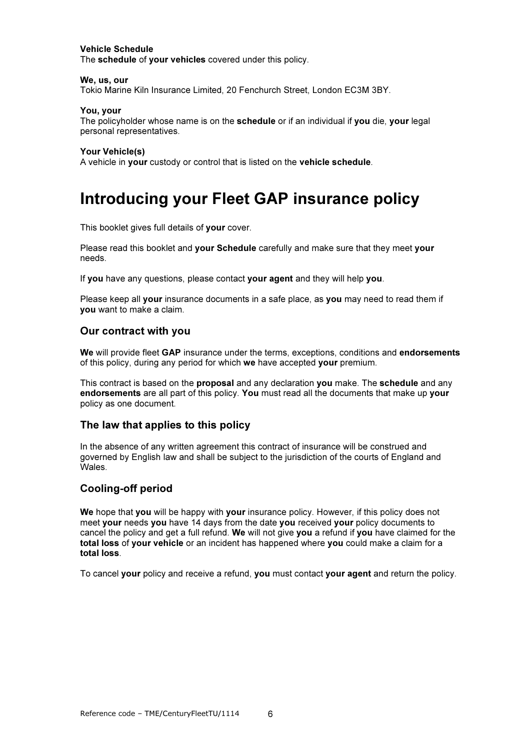**Vehicle Schedule**
The **schedule** of **your vehicles** covered under this policy.

**We, us, our**
Tokio Marine Kiln Insurance Limited, 20 Fenchurch Street, London EC3M 3BY.

**You, your**
The policyholder whose name is on the **schedule** or if an individual if **you** die, **your** legal personal representatives.

**Your Vehicle(s)**
A vehicle in **your** custody or control that is listed on the **vehicle schedule**.

# Introducing your Fleet GAP insurance policy

This booklet gives full details of **your** cover.

Please read this booklet and **your Schedule** carefully and make sure that they meet **your** needs.

If **you** have any questions, please contact **your agent** and they will help **you**.

Please keep all **your** insurance documents in a safe place, as **you** may need to read them if **you** want to make a claim.

## Our contract with you

**We** will provide fleet **GAP** insurance under the terms, exceptions, conditions and **endorsements** of this policy, during any period for which **we** have accepted **your** premium.

This contract is based on the **proposal** and any declaration **you** make. The **schedule** and any **endorsements** are all part of this policy. **You** must read all the documents that make up **your** policy as one document.

## The law that applies to this policy

In the absence of any written agreement this contract of insurance will be construed and governed by English law and shall be subject to the jurisdiction of the courts of England and Wales.

## Cooling-off period

**We** hope that **you** will be happy with **your** insurance policy. However, if this policy does not meet **your** needs **you** have 14 days from the date **you** received **your** policy documents to cancel the policy and get a full refund. **We** will not give **you** a refund if **you** have claimed for the **total loss** of **your vehicle** or an incident has happened where **you** could make a claim for a **total loss**.

To cancel **your** policy and receive a refund, **you** must contact **your agent** and return the policy.

Reference code – TME/CenturyFleetTU/1114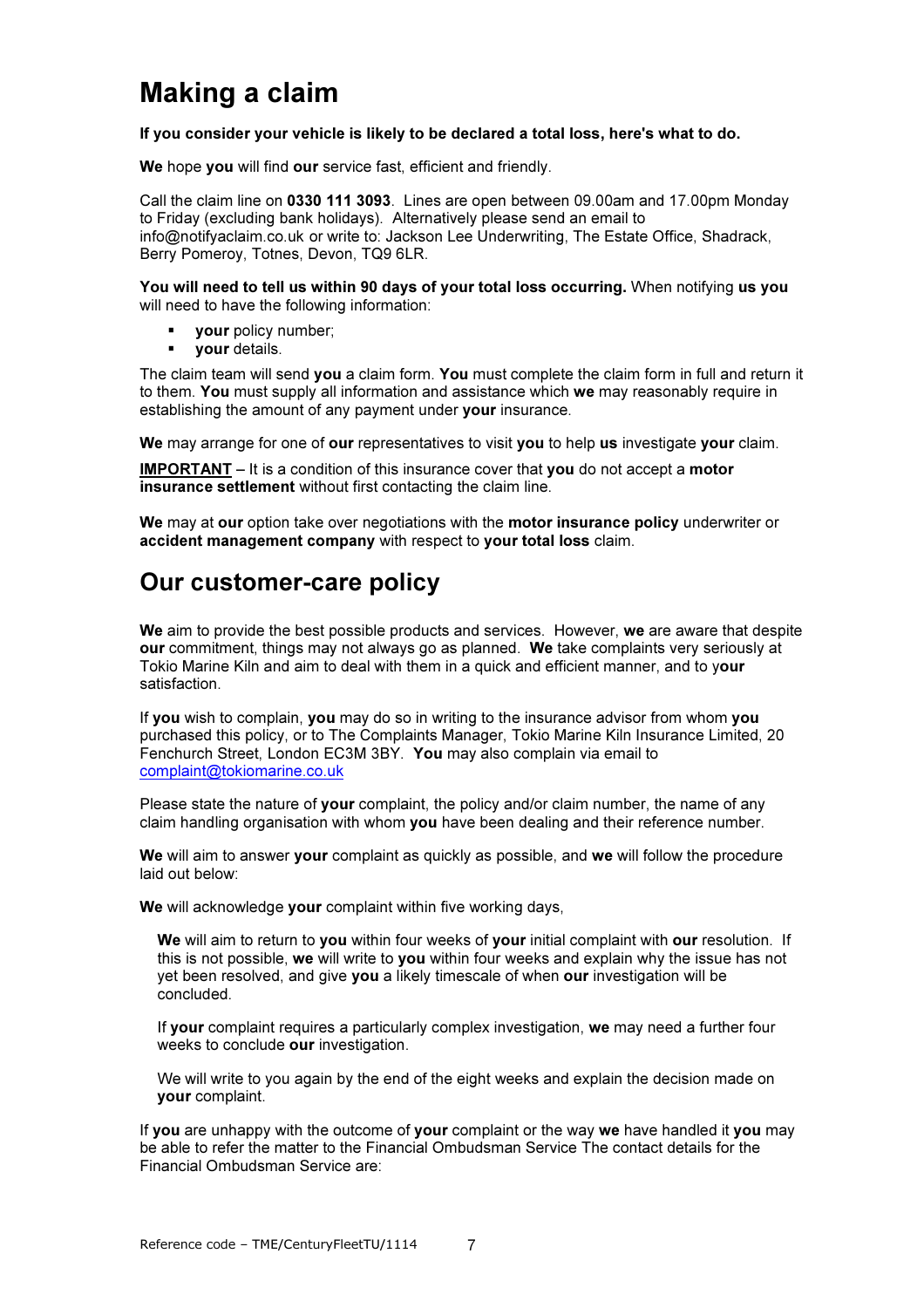# Making a claim

**If you consider your vehicle is likely to be declared a total loss, here's what to do.**

**We** hope **you** will find **our** service fast, efficient and friendly.

Call the claim line on **0330 111 3093**. Lines are open between 09.00am and 17.00pm Monday to Friday (excluding bank holidays). Alternatively please send an email to info@notifyaclaim.co.uk or write to: Jackson Lee Underwriting, The Estate Office, Shadrack, Berry Pomeroy, Totnes, Devon, TQ9 6LR.

**You will need to tell us within 90 days of your total loss occurring.** When notifying **us you** will need to have the following information:

- **your** policy number;
- **your** details.

The claim team will send **you** a claim form. **You** must complete the claim form in full and return it to them. **You** must supply all information and assistance which **we** may reasonably require in establishing the amount of any payment under **your** insurance.

**We** may arrange for one of **our** representatives to visit **you** to help **us** investigate **your** claim.

**IMPORTANT** – It is a condition of this insurance cover that **you** do not accept a **motor insurance settlement** without first contacting the claim line.

**We** may at **our** option take over negotiations with the **motor insurance policy** underwriter or **accident management company** with respect to **your total loss** claim.

# Our customer-care policy

**We** aim to provide the best possible products and services. However, **we** are aware that despite **our** commitment, things may not always go as planned. **We** take complaints very seriously at Tokio Marine Kiln and aim to deal with them in a quick and efficient manner, and to y**our** satisfaction.

If **you** wish to complain, **you** may do so in writing to the insurance advisor from whom **you** purchased this policy, or to The Complaints Manager, Tokio Marine Kiln Insurance Limited, 20 Fenchurch Street, London EC3M 3BY. **You** may also complain via email to complaint@tokiomarine.co.uk

Please state the nature of **your** complaint, the policy and/or claim number, the name of any claim handling organisation with whom **you** have been dealing and their reference number.

**We** will aim to answer **your** complaint as quickly as possible, and **we** will follow the procedure laid out below:

**We** will acknowledge **your** complaint within five working days,

> **We** will aim to return to **you** within four weeks of **your** initial complaint with **our** resolution. If this is not possible, **we** will write to **you** within four weeks and explain why the issue has not yet been resolved, and give **you** a likely timescale of when **our** investigation will be concluded.
>
> If **your** complaint requires a particularly complex investigation, **we** may need a further four weeks to conclude **our** investigation.
>
> We will write to you again by the end of the eight weeks and explain the decision made on **your** complaint.

If **you** are unhappy with the outcome of **your** complaint or the way **we** have handled it **you** may be able to refer the matter to the Financial Ombudsman Service The contact details for the Financial Ombudsman Service are: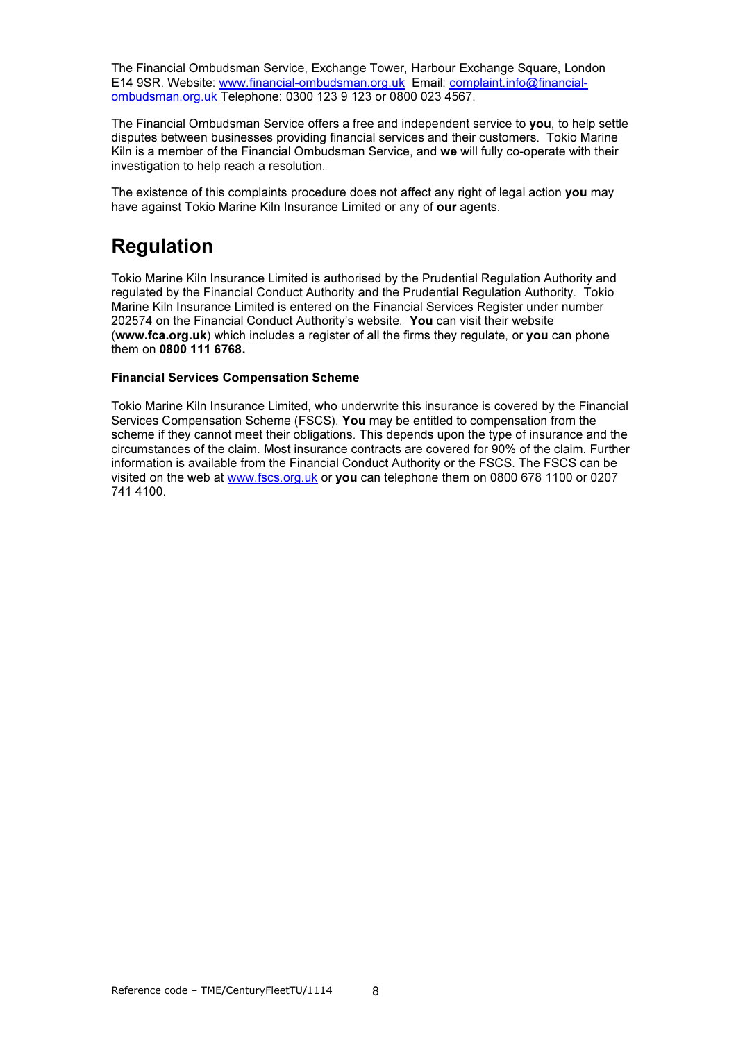The Financial Ombudsman Service, Exchange Tower, Harbour Exchange Square, London E14 9SR. Website: www.financial-ombudsman.org.uk Email: complaint.info@financial-ombudsman.org.uk Telephone: 0300 123 9 123 or 0800 023 4567.

The Financial Ombudsman Service offers a free and independent service to **you**, to help settle disputes between businesses providing financial services and their customers. Tokio Marine Kiln is a member of the Financial Ombudsman Service, and **we** will fully co-operate with their investigation to help reach a resolution.

The existence of this complaints procedure does not affect any right of legal action **you** may have against Tokio Marine Kiln Insurance Limited or any of **our** agents.

# Regulation

Tokio Marine Kiln Insurance Limited is authorised by the Prudential Regulation Authority and regulated by the Financial Conduct Authority and the Prudential Regulation Authority. Tokio Marine Kiln Insurance Limited is entered on the Financial Services Register under number 202574 on the Financial Conduct Authority's website. **You** can visit their website (**www.fca.org.uk**) which includes a register of all the firms they regulate, or **you** can phone them on **0800 111 6768.**

**Financial Services Compensation Scheme**

Tokio Marine Kiln Insurance Limited, who underwrite this insurance is covered by the Financial Services Compensation Scheme (FSCS). **You** may be entitled to compensation from the scheme if they cannot meet their obligations. This depends upon the type of insurance and the circumstances of the claim. Most insurance contracts are covered for 90% of the claim. Further information is available from the Financial Conduct Authority or the FSCS. The FSCS can be visited on the web at www.fscs.org.uk or **you** can telephone them on 0800 678 1100 or 0207 741 4100.

Reference code – TME/CenturyFleetTU/1114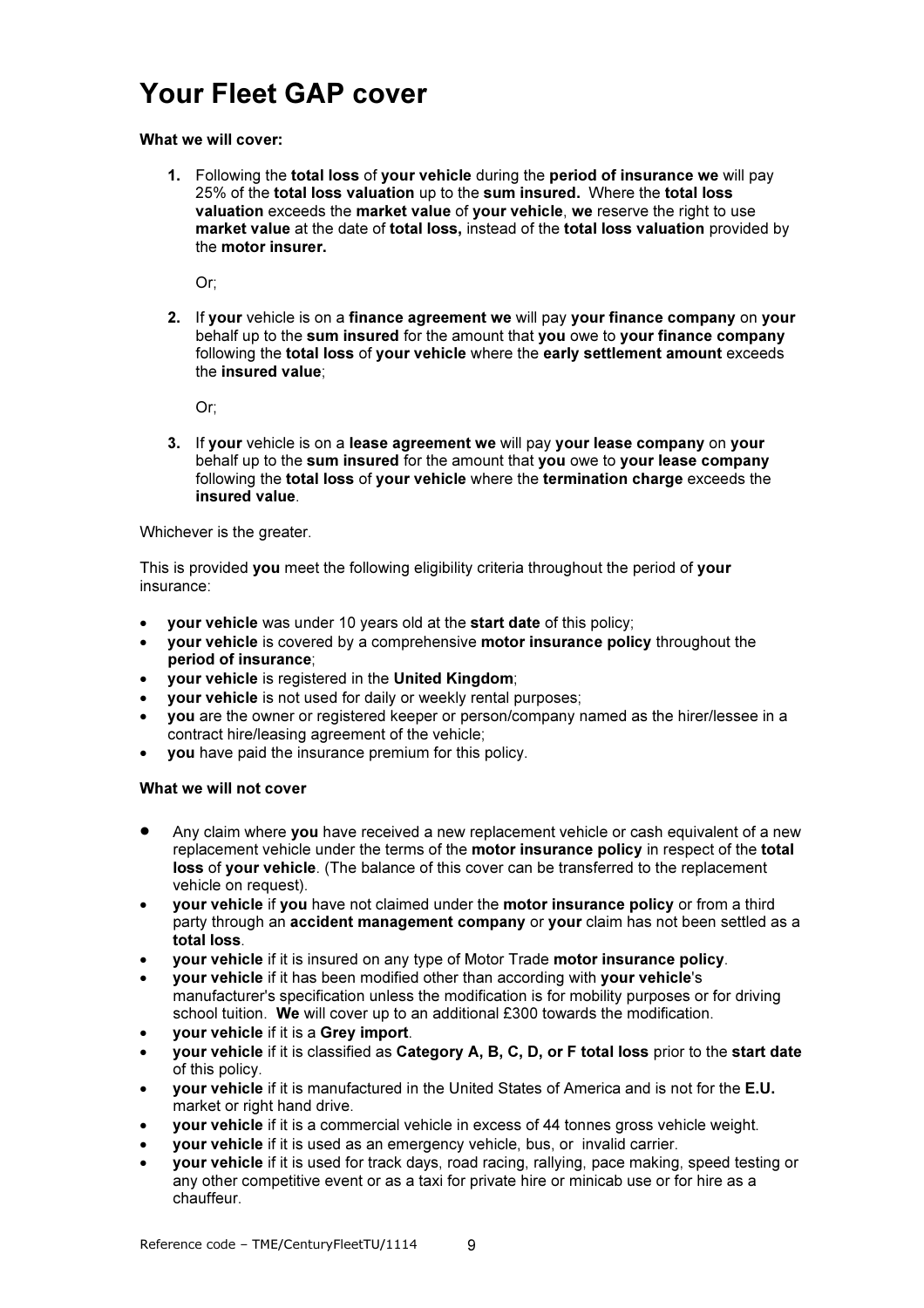# Your Fleet GAP cover

**What we will cover:**

1. Following the **total loss** of **your vehicle** during the **period of insurance we** will pay 25% of the **total loss valuation** up to the **sum insured.** Where the **total loss valuation** exceeds the **market value** of **your vehicle**, **we** reserve the right to use **market value** at the date of **total loss,** instead of the **total loss valuation** provided by the **motor insurer.**

   Or;

2. If **your** vehicle is on a **finance agreement we** will pay **your finance company** on **your** behalf up to the **sum insured** for the amount that **you** owe to **your finance company** following the **total loss** of **your vehicle** where the **early settlement amount** exceeds the **insured value**;

   Or;

3. If **your** vehicle is on a **lease agreement we** will pay **your lease company** on **your** behalf up to the **sum insured** for the amount that **you** owe to **your lease company** following the **total loss** of **your vehicle** where the **termination charge** exceeds the **insured value**.

Whichever is the greater.

This is provided **you** meet the following eligibility criteria throughout the period of **your** insurance:

- **your vehicle** was under 10 years old at the **start date** of this policy;
- **your vehicle** is covered by a comprehensive **motor insurance policy** throughout the **period of insurance**;
- **your vehicle** is registered in the **United Kingdom**;
- **your vehicle** is not used for daily or weekly rental purposes;
- **you** are the owner or registered keeper or person/company named as the hirer/lessee in a contract hire/leasing agreement of the vehicle;
- **you** have paid the insurance premium for this policy.

**What we will not cover**

- Any claim where **you** have received a new replacement vehicle or cash equivalent of a new replacement vehicle under the terms of the **motor insurance policy** in respect of the **total loss** of **your vehicle**. (The balance of this cover can be transferred to the replacement vehicle on request).
- **your vehicle** if **you** have not claimed under the **motor insurance policy** or from a third party through an **accident management company** or **your** claim has not been settled as a **total loss**.
- **your vehicle** if it is insured on any type of Motor Trade **motor insurance policy**.
- **your vehicle** if it has been modified other than according with **your vehicle**'s manufacturer's specification unless the modification is for mobility purposes or for driving school tuition. **We** will cover up to an additional £300 towards the modification.
- **your vehicle** if it is a **Grey import**.
- **your vehicle** if it is classified as **Category A, B, C, D, or F total loss** prior to the **start date** of this policy.
- **your vehicle** if it is manufactured in the United States of America and is not for the **E.U.** market or right hand drive.
- **your vehicle** if it is a commercial vehicle in excess of 44 tonnes gross vehicle weight.
- **your vehicle** if it is used as an emergency vehicle, bus, or invalid carrier.
- **your vehicle** if it is used for track days, road racing, rallying, pace making, speed testing or any other competitive event or as a taxi for private hire or minicab use or for hire as a chauffeur.

Reference code – TME/CenturyFleetTU/1114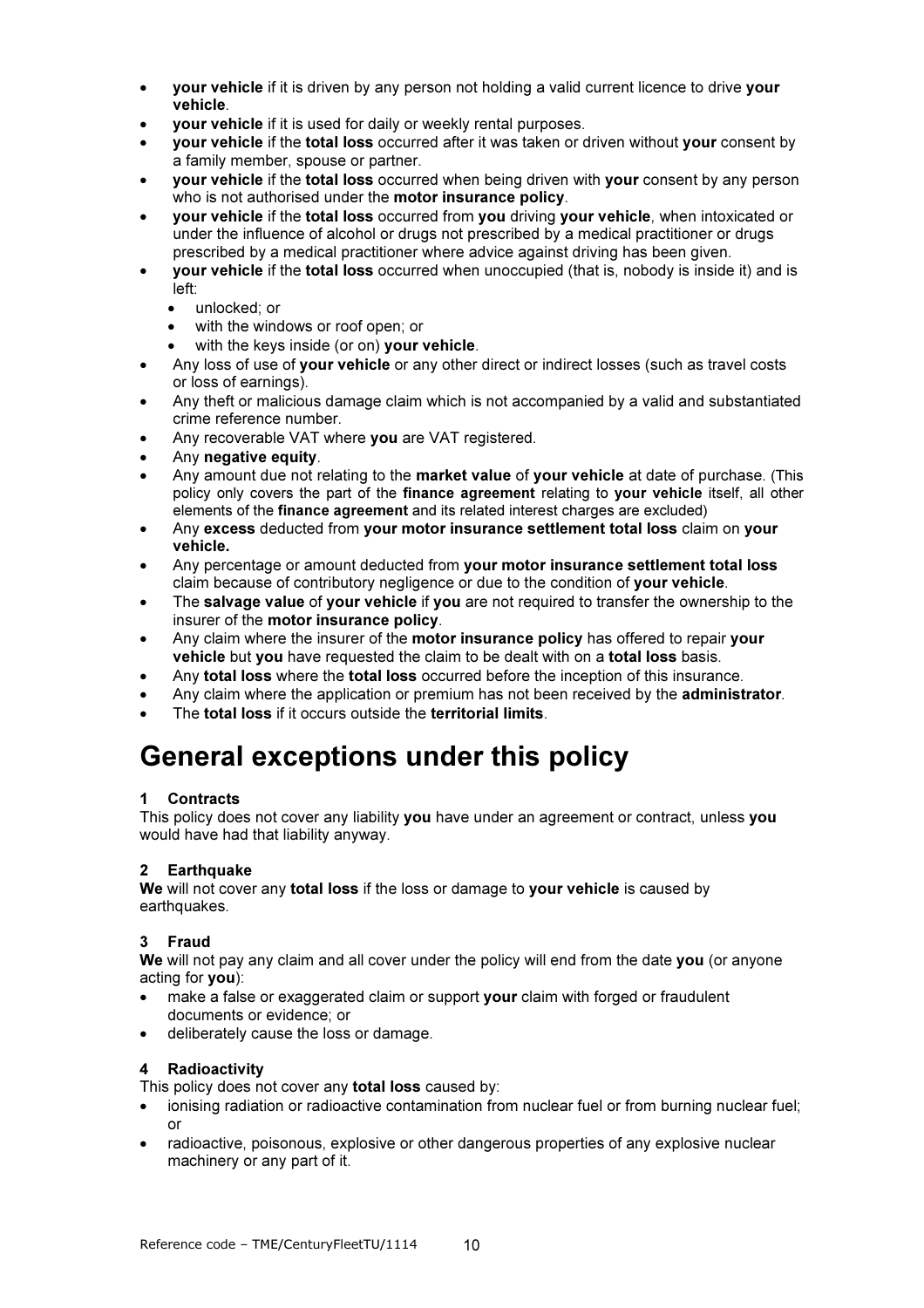- **your vehicle** if it is driven by any person not holding a valid current licence to drive **your vehicle**.
- **your vehicle** if it is used for daily or weekly rental purposes.
- **your vehicle** if the **total loss** occurred after it was taken or driven without **your** consent by a family member, spouse or partner.
- **your vehicle** if the **total loss** occurred when being driven with **your** consent by any person who is not authorised under the **motor insurance policy**.
- **your vehicle** if the **total loss** occurred from **you** driving **your vehicle**, when intoxicated or under the influence of alcohol or drugs not prescribed by a medical practitioner or drugs prescribed by a medical practitioner where advice against driving has been given.
- **your vehicle** if the **total loss** occurred when unoccupied (that is, nobody is inside it) and is left:
  - unlocked; or
  - with the windows or roof open; or
  - with the keys inside (or on) **your vehicle**.
- Any loss of use of **your vehicle** or any other direct or indirect losses (such as travel costs or loss of earnings).
- Any theft or malicious damage claim which is not accompanied by a valid and substantiated crime reference number.
- Any recoverable VAT where **you** are VAT registered.
- Any **negative equity**.
- Any amount due not relating to the **market value** of **your vehicle** at date of purchase. (This policy only covers the part of the **finance agreement** relating to **your vehicle** itself, all other elements of the **finance agreement** and its related interest charges are excluded)
- Any **excess** deducted from **your motor insurance settlement total loss** claim on **your vehicle.**
- Any percentage or amount deducted from **your motor insurance settlement total loss** claim because of contributory negligence or due to the condition of **your vehicle**.
- The **salvage value** of **your vehicle** if **you** are not required to transfer the ownership to the insurer of the **motor insurance policy**.
- Any claim where the insurer of the **motor insurance policy** has offered to repair **your vehicle** but **you** have requested the claim to be dealt with on a **total loss** basis.
- Any **total loss** where the **total loss** occurred before the inception of this insurance.
- Any claim where the application or premium has not been received by the **administrator**.
- The **total loss** if it occurs outside the **territorial limits**.

# General exceptions under this policy

**1 Contracts**

This policy does not cover any liability **you** have under an agreement or contract, unless **you** would have had that liability anyway.

**2 Earthquake**

**We** will not cover any **total loss** if the loss or damage to **your vehicle** is caused by earthquakes.

**3 Fraud**

**We** will not pay any claim and all cover under the policy will end from the date **you** (or anyone acting for **you**):

- make a false or exaggerated claim or support **your** claim with forged or fraudulent documents or evidence; or
- deliberately cause the loss or damage.

**4 Radioactivity**

This policy does not cover any **total loss** caused by:

- ionising radiation or radioactive contamination from nuclear fuel or from burning nuclear fuel; or
- radioactive, poisonous, explosive or other dangerous properties of any explosive nuclear machinery or any part of it.

Reference code – TME/CenturyFleetTU/1114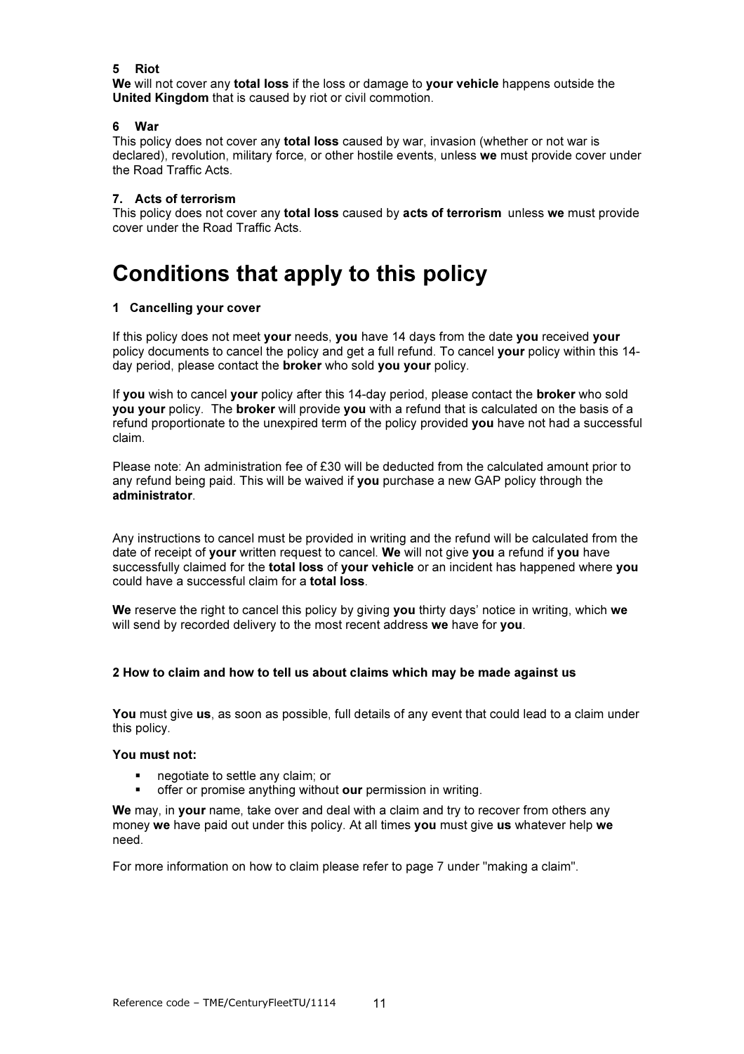**5 Riot**

**We** will not cover any **total loss** if the loss or damage to **your vehicle** happens outside the **United Kingdom** that is caused by riot or civil commotion.

**6 War**

This policy does not cover any **total loss** caused by war, invasion (whether or not war is declared), revolution, military force, or other hostile events, unless **we** must provide cover under the Road Traffic Acts.

**7. Acts of terrorism**

This policy does not cover any **total loss** caused by **acts of terrorism** unless **we** must provide cover under the Road Traffic Acts.

# Conditions that apply to this policy

**1 Cancelling your cover**

If this policy does not meet **your** needs, **you** have 14 days from the date **you** received **your** policy documents to cancel the policy and get a full refund. To cancel **your** policy within this 14-day period, please contact the **broker** who sold **you your** policy.

If **you** wish to cancel **your** policy after this 14-day period, please contact the **broker** who sold **you your** policy. The **broker** will provide **you** with a refund that is calculated on the basis of a refund proportionate to the unexpired term of the policy provided **you** have not had a successful claim.

Please note: An administration fee of £30 will be deducted from the calculated amount prior to any refund being paid. This will be waived if **you** purchase a new GAP policy through the **administrator**.

Any instructions to cancel must be provided in writing and the refund will be calculated from the date of receipt of **your** written request to cancel. **We** will not give **you** a refund if **you** have successfully claimed for the **total loss** of **your vehicle** or an incident has happened where **you** could have a successful claim for a **total loss**.

**We** reserve the right to cancel this policy by giving **you** thirty days' notice in writing, which **we** will send by recorded delivery to the most recent address **we** have for **you**.

**2 How to claim and how to tell us about claims which may be made against us**

**You** must give **us**, as soon as possible, full details of any event that could lead to a claim under this policy.

**You must not:**

- negotiate to settle any claim; or
- offer or promise anything without **our** permission in writing.

**We** may, in **your** name, take over and deal with a claim and try to recover from others any money **we** have paid out under this policy. At all times **you** must give **us** whatever help **we** need.

For more information on how to claim please refer to page 7 under "making a claim".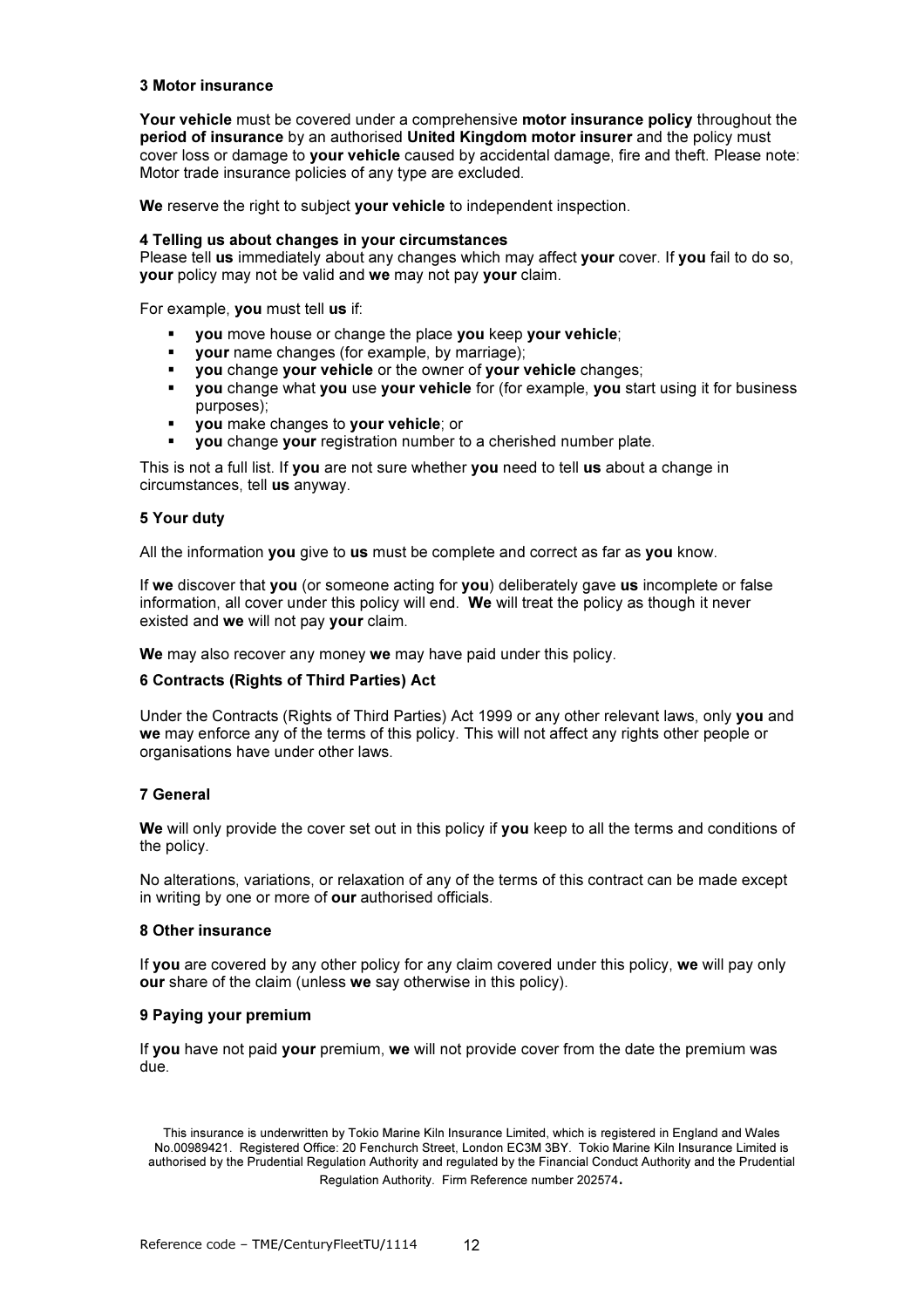### 3 Motor insurance

**Your vehicle** must be covered under a comprehensive **motor insurance policy** throughout the **period of insurance** by an authorised **United Kingdom motor insurer** and the policy must cover loss or damage to **your vehicle** caused by accidental damage, fire and theft. Please note: Motor trade insurance policies of any type are excluded.

**We** reserve the right to subject **your vehicle** to independent inspection.

### 4 Telling us about changes in your circumstances

Please tell **us** immediately about any changes which may affect **your** cover. If **you** fail to do so, **your** policy may not be valid and **we** may not pay **your** claim.

For example, **you** must tell **us** if:

- **you** move house or change the place **you** keep **your vehicle**;
- **your** name changes (for example, by marriage);
- **you** change **your vehicle** or the owner of **your vehicle** changes;
- **you** change what **you** use **your vehicle** for (for example, **you** start using it for business purposes);
- **you** make changes to **your vehicle**; or
- **you** change **your** registration number to a cherished number plate.

This is not a full list. If **you** are not sure whether **you** need to tell **us** about a change in circumstances, tell **us** anyway.

### 5 Your duty

All the information **you** give to **us** must be complete and correct as far as **you** know.

If **we** discover that **you** (or someone acting for **you**) deliberately gave **us** incomplete or false information, all cover under this policy will end. **We** will treat the policy as though it never existed and **we** will not pay **your** claim.

**We** may also recover any money **we** may have paid under this policy.

### 6 Contracts (Rights of Third Parties) Act

Under the Contracts (Rights of Third Parties) Act 1999 or any other relevant laws, only **you** and **we** may enforce any of the terms of this policy. This will not affect any rights other people or organisations have under other laws.

### 7 General

**We** will only provide the cover set out in this policy if **you** keep to all the terms and conditions of the policy.

No alterations, variations, or relaxation of any of the terms of this contract can be made except in writing by one or more of **our** authorised officials.

### 8 Other insurance

If **you** are covered by any other policy for any claim covered under this policy, **we** will pay only **our** share of the claim (unless **we** say otherwise in this policy).

### 9 Paying your premium

If **you** have not paid **your** premium, **we** will not provide cover from the date the premium was due.

This insurance is underwritten by Tokio Marine Kiln Insurance Limited, which is registered in England and Wales No.00989421. Registered Office: 20 Fenchurch Street, London EC3M 3BY. Tokio Marine Kiln Insurance Limited is authorised by the Prudential Regulation Authority and regulated by the Financial Conduct Authority and the Prudential Regulation Authority. Firm Reference number 202574.

Reference code – TME/CenturyFleetTU/1114